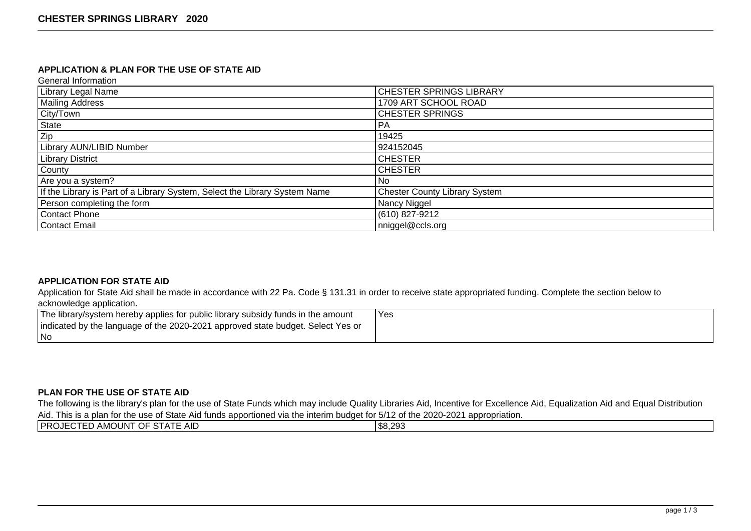# CHESTER SPRINGS LIBRARY 2020

## APPLICATION & PLAN FOR THE USE OF STATE AID

General Information

| | |
|---|---|
| Library Legal Name | CHESTER SPRINGS LIBRARY |
| Mailing Address | 1709 ART SCHOOL ROAD |
| City/Town | CHESTER SPRINGS |
| State | PA |
| Zip | 19425 |
| Library AUN/LIBID Number | 924152045 |
| Library District | CHESTER |
| County | CHESTER |
| Are you a system? | No |
| If the Library is Part of a Library System, Select the Library System Name | Chester County Library System |
| Person completing the form | Nancy Niggel |
| Contact Phone | (610) 827-9212 |
| Contact Email | nniggel@ccls.org |

## APPLICATION FOR STATE AID

Application for State Aid shall be made in accordance with 22 Pa. Code § 131.31 in order to receive state appropriated funding. Complete the section below to acknowledge application.

| | |
|---|---|
| The library/system hereby applies for public library subsidy funds in the amount indicated by the language of the 2020-2021 approved state budget. Select Yes or No | Yes |

## PLAN FOR THE USE OF STATE AID

The following is the library's plan for the use of State Funds which may include Quality Libraries Aid, Incentive for Excellence Aid, Equalization Aid and Equal Distribution Aid. This is a plan for the use of State Aid funds apportioned via the interim budget for 5/12 of the 2020-2021 appropriation.

| | |
|---|---|
| PROJECTED AMOUNT OF STATE AID | $8,293 |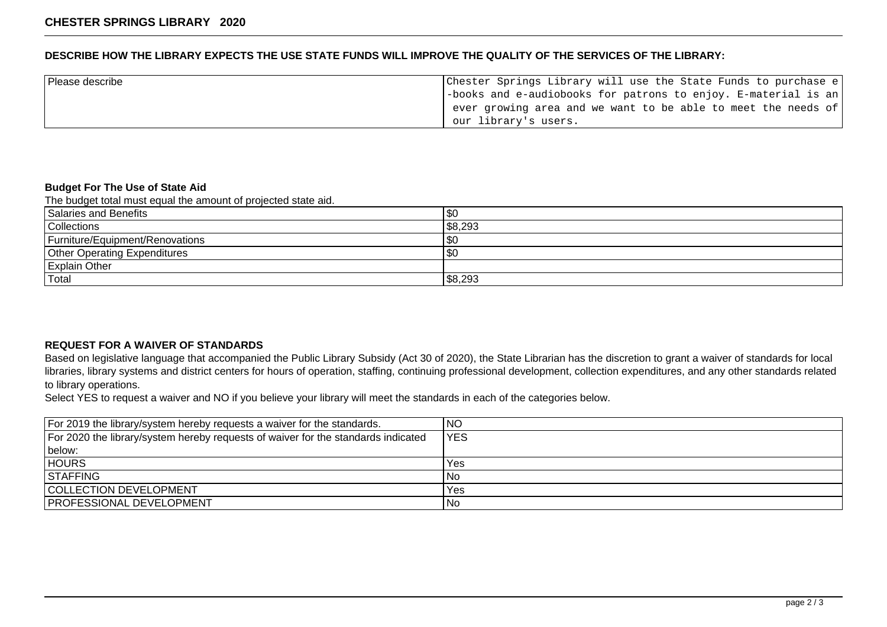**CHESTER SPRINGS LIBRARY 2020**

### DESCRIBE HOW THE LIBRARY EXPECTS THE USE STATE FUNDS WILL IMPROVE THE QUALITY OF THE SERVICES OF THE LIBRARY:

| | |
|---|---|
| Please describe | Chester Springs Library will use the State Funds to purchase e-books and e-audiobooks for patrons to enjoy. E-material is an ever growing area and we want to be able to meet the needs of our library's users. |

### Budget For The Use of State Aid

The budget total must equal the amount of projected state aid.

| | |
|---|---|
| Salaries and Benefits | $0 |
| Collections | $8,293 |
| Furniture/Equipment/Renovations | $0 |
| Other Operating Expenditures | $0 |
| Explain Other | |
| Total | $8,293 |

### REQUEST FOR A WAIVER OF STANDARDS

Based on legislative language that accompanied the Public Library Subsidy (Act 30 of 2020), the State Librarian has the discretion to grant a waiver of standards for local libraries, library systems and district centers for hours of operation, staffing, continuing professional development, collection expenditures, and any other standards related to library operations.

Select YES to request a waiver and NO if you believe your library will meet the standards in each of the categories below.

| | |
|---|---|
| For 2019 the library/system hereby requests a waiver for the standards. | NO |
| For 2020 the library/system hereby requests of waiver for the standards indicated below: | YES |
| HOURS | Yes |
| STAFFING | No |
| COLLECTION DEVELOPMENT | Yes |
| PROFESSIONAL DEVELOPMENT | No |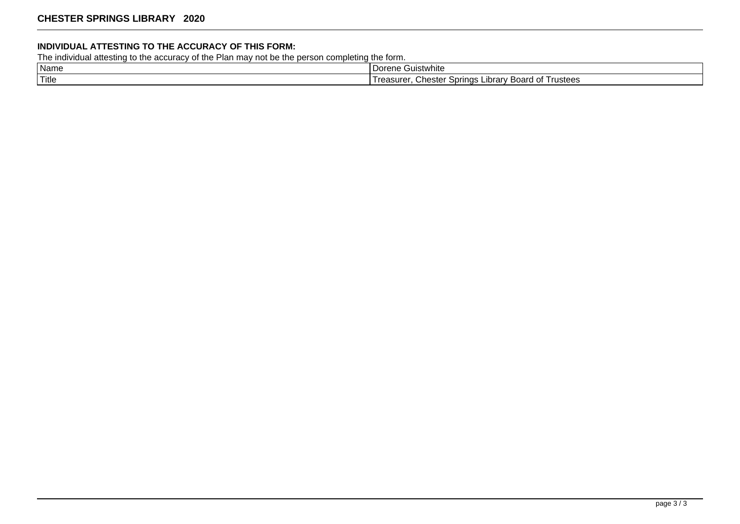**INDIVIDUAL ATTESTING TO THE ACCURACY OF THIS FORM:**

The individual attesting to the accuracy of the Plan may not be the person completing the form.

| | |
|---|---|
| Name | Dorene Guistwhite |
| Title | Treasurer, Chester Springs Library Board of Trustees |